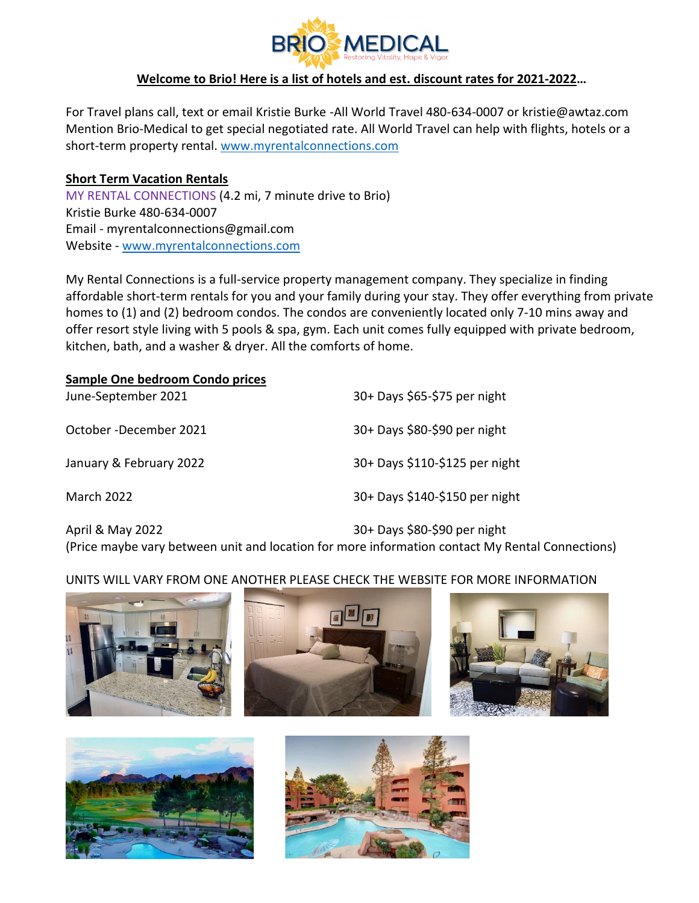# BRIO MEDICAL

Restoring Vitality, Hope & Vigor

**Welcome to Brio! Here is a list of hotels and est. discount rates for 2021-2022…**

For Travel plans call, text or email Kristie Burke -All World Travel 480-634-0007 or kristie@awtaz.com Mention Brio-Medical to get special negotiated rate. All World Travel can help with flights, hotels or a short-term property rental. www.myrentalconnections.com

**Short Term Vacation Rentals**

MY RENTAL CONNECTIONS (4.2 mi, 7 minute drive to Brio)
Kristie Burke 480-634-0007
Email - myrentalconnections@gmail.com
Website - www.myrentalconnections.com

My Rental Connections is a full-service property management company. They specialize in finding affordable short-term rentals for you and your family during your stay. They offer everything from private homes to (1) and (2) bedroom condos. The condos are conveniently located only 7-10 mins away and offer resort style living with 5 pools & spa, gym. Each unit comes fully equipped with private bedroom, kitchen, bath, and a washer & dryer. All the comforts of home.

**Sample One bedroom Condo prices**

| | |
|---|---|
| June-September 2021 | 30+ Days $65-$75 per night |
| October -December 2021 | 30+ Days $80-$90 per night |
| January & February 2022 | 30+ Days $110-$125 per night |
| March 2022 | 30+ Days $140-$150 per night |
| April & May 2022 | 30+ Days $80-$90 per night |

(Price maybe vary between unit and location for more information contact My Rental Connections)

UNITS WILL VARY FROM ONE ANOTHER PLEASE CHECK THE WEBSITE FOR MORE INFORMATION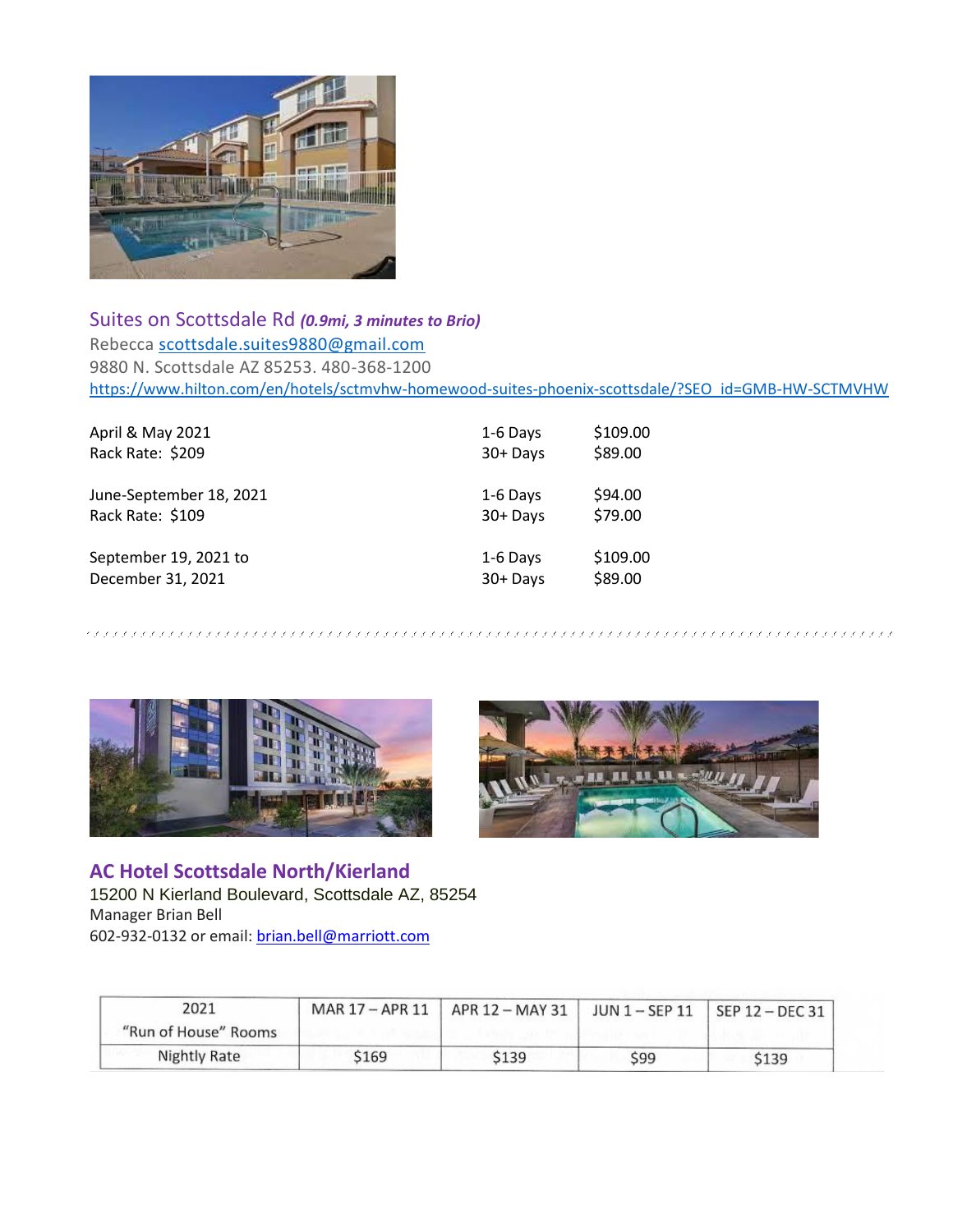## Suites on Scottsdale Rd ***(0.9mi, 3 minutes to Brio)***

Rebecca scottsdale.suites9880@gmail.com
9880 N. Scottsdale AZ 85253. 480-368-1200
https://www.hilton.com/en/hotels/sctmvhw-homewood-suites-phoenix-scottsdale/?SEO_id=GMB-HW-SCTMVHW

| | | |
|---|---|---|
| April & May 2021 | 1-6 Days | $109.00 |
| Rack Rate: $209 | 30+ Days | $89.00 |
| June-September 18, 2021 | 1-6 Days | $94.00 |
| Rack Rate: $109 | 30+ Days | $79.00 |
| September 19, 2021 to | 1-6 Days | $109.00 |
| December 31, 2021 | 30+ Days | $89.00 |

## AC Hotel Scottsdale North/Kierland

15200 N Kierland Boulevard, Scottsdale AZ, 85254
Manager Brian Bell
602-932-0132 or email: brian.bell@marriott.com

| 2021 "Run of House" Rooms | MAR 17 – APR 11 | APR 12 – MAY 31 | JUN 1 – SEP 11 | SEP 12 – DEC 31 |
|---|---|---|---|---|
| Nightly Rate | $169 | $139 | $99 | $139 |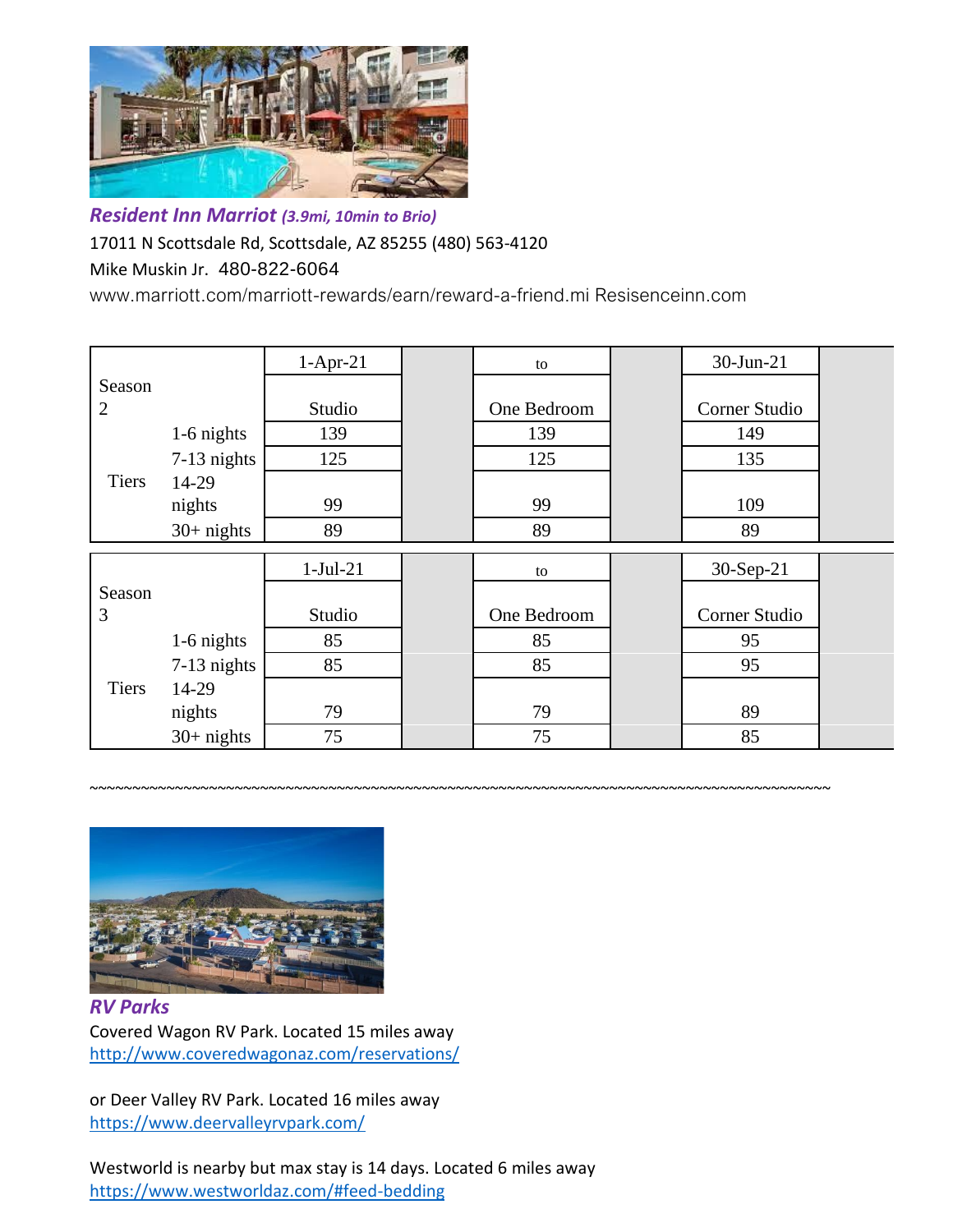***Resident Inn Marriot** (3.9mi, 10min to Brio)*

17011 N Scottsdale Rd, Scottsdale, AZ 85255 (480) 563-4120

Mike Muskin Jr. 480-822-6064

www.marriott.com/marriott-rewards/earn/reward-a-friend.mi Resisenceinn.com

| | | | | | | | |
|---|---|---|---|---|---|---|---|
| Season 2 | | 1-Apr-21 | | to | | 30-Jun-21 | |
| | | Studio | | One Bedroom | | Corner Studio | |
| Tiers | 1-6 nights | 139 | | 139 | | 149 | |
| | 7-13 nights | 125 | | 125 | | 135 | |
| | 14-29 nights | 99 | | 99 | | 109 | |
| | 30+ nights | 89 | | 89 | | 89 | |

| | | | | | | | |
|---|---|---|---|---|---|---|---|
| Season 3 | | 1-Jul-21 | | to | | 30-Sep-21 | |
| | | Studio | | One Bedroom | | Corner Studio | |
| Tiers | 1-6 nights | 85 | | 85 | | 95 | |
| | 7-13 nights | 85 | | 85 | | 95 | |
| | 14-29 nights | 79 | | 79 | | 89 | |
| | 30+ nights | 75 | | 75 | | 85 | |

~~~~~~~~~~~~~~~~~~~~~~~~~~~~~~~~~~~~~~~~~~~~~~~~~~~~~~~~~~~~~~~~~~~~~~~~~~~~~~~~~~~~~~~~~~~~~

***RV Parks***

Covered Wagon RV Park. Located 15 miles away
http://www.coveredwagonaz.com/reservations/

or Deer Valley RV Park. Located 16 miles away
https://www.deervalleyrvpark.com/

Westworld is nearby but max stay is 14 days. Located 6 miles away
https://www.westworldaz.com/#feed-bedding